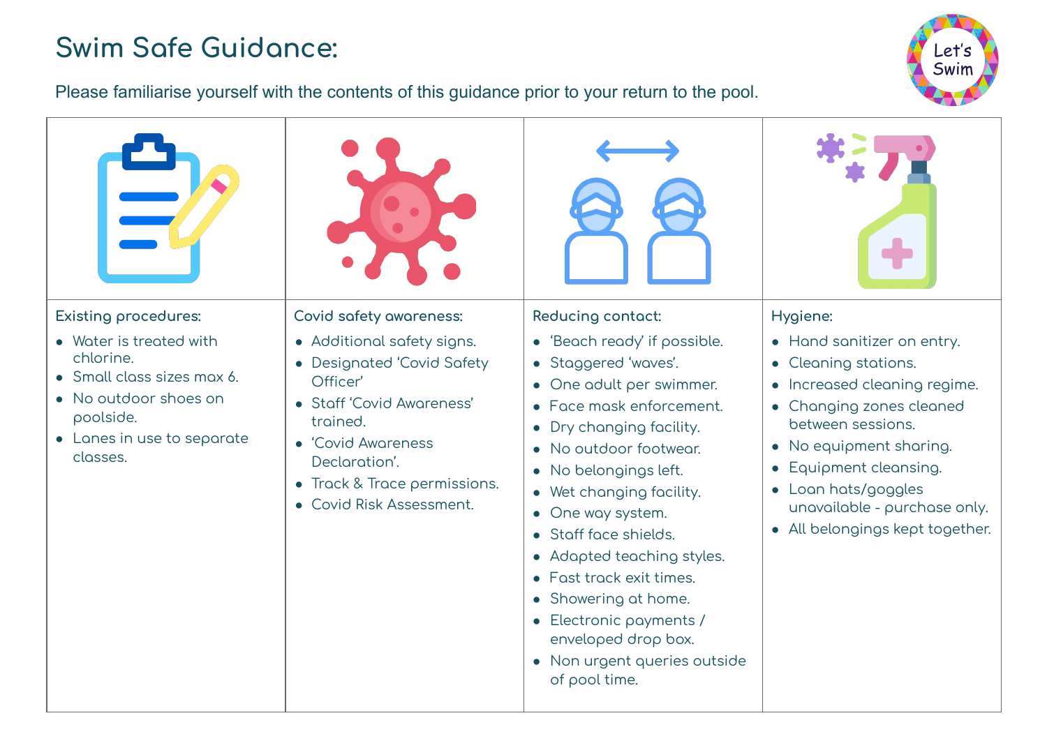# Swim Safe Guidance:

Let's Swim

Please familiarise yourself with the contents of this guidance prior to your return to the pool.

### Existing procedures:

- Water is treated with chlorine.
- Small class sizes max 6.
- No outdoor shoes on poolside.
- Lanes in use to separate classes.

### Covid safety awareness:

- Additional safety signs.
- Designated 'Covid Safety Officer'
- Staff 'Covid Awareness' trained.
- 'Covid Awareness Declaration'.
- Track & Trace permissions.
- Covid Risk Assessment.

### Reducing contact:

- 'Beach ready' if possible.
- Staggered 'waves'.
- One adult per swimmer.
- Face mask enforcement.
- Dry changing facility.
- No outdoor footwear.
- No belongings left.
- Wet changing facility.
- One way system.
- Staff face shields.
- Adapted teaching styles.
- Fast track exit times.
- Showering at home.
- Electronic payments / enveloped drop box.
- Non urgent queries outside of pool time.

### Hygiene:

- Hand sanitizer on entry.
- Cleaning stations.
- Increased cleaning regime.
- Changing zones cleaned between sessions.
- No equipment sharing.
- Equipment cleansing.
- Loan hats/goggles unavailable - purchase only.
- All belongings kept together.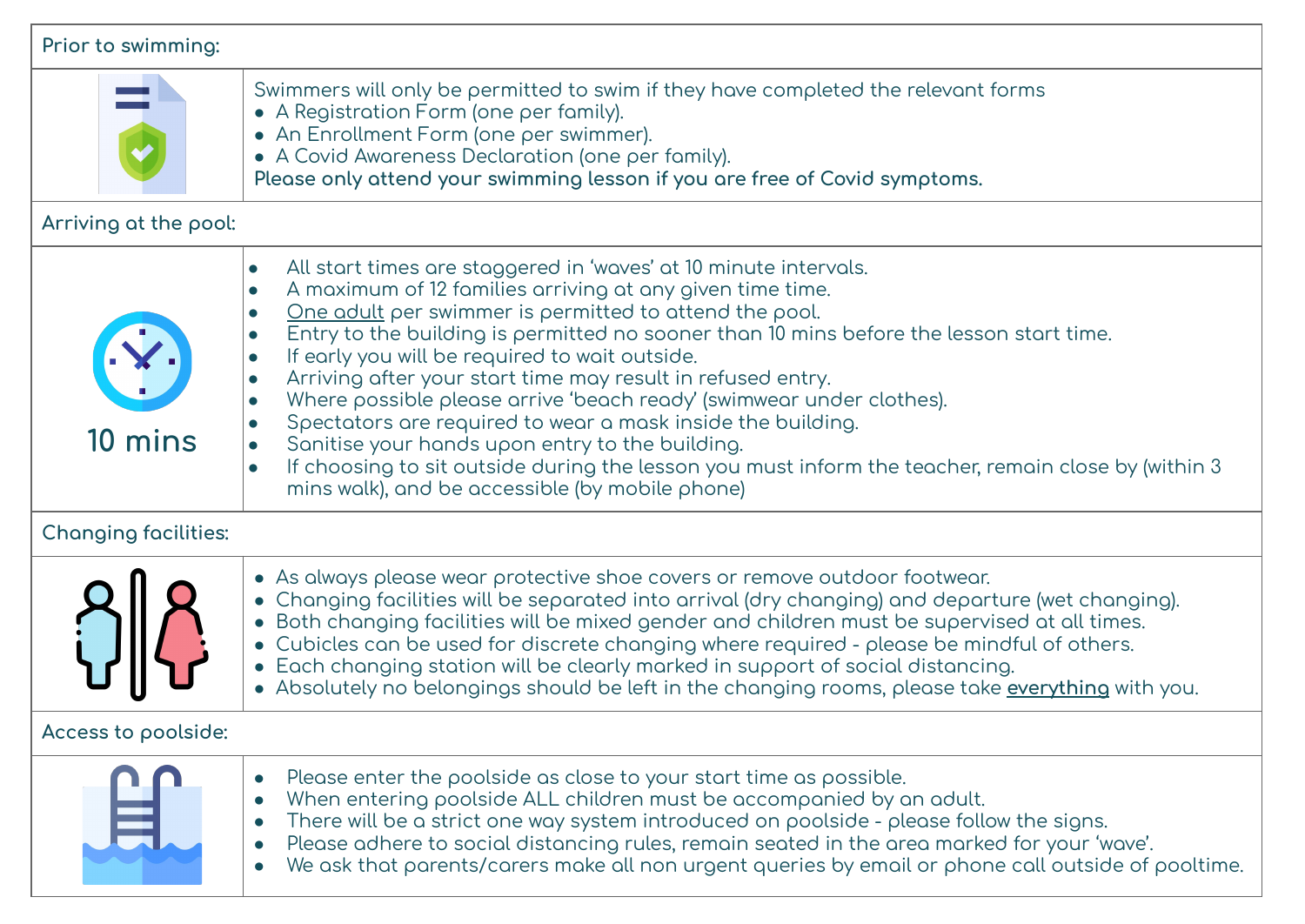**Prior to swimming:**

Swimmers will only be permitted to swim if they have completed the relevant forms

- A Registration Form (one per family).
- An Enrollment Form (one per swimmer).
- A Covid Awareness Declaration (one per family).

**Please only attend your swimming lesson if you are free of Covid symptoms.**

**Arriving at the pool:**

10 mins

- All start times are staggered in 'waves' at 10 minute intervals.
- A maximum of 12 families arriving at any given time time.
- One adult per swimmer is permitted to attend the pool.
- Entry to the building is permitted no sooner than 10 mins before the lesson start time.
- If early you will be required to wait outside.
- Arriving after your start time may result in refused entry.
- Where possible please arrive 'beach ready' (swimwear under clothes).
- Spectators are required to wear a mask inside the building.
- Sanitise your hands upon entry to the building.
- If choosing to sit outside during the lesson you must inform the teacher, remain close by (within 3 mins walk), and be accessible (by mobile phone)

**Changing facilities:**

- As always please wear protective shoe covers or remove outdoor footwear.
- Changing facilities will be separated into arrival (dry changing) and departure (wet changing).
- Both changing facilities will be mixed gender and children must be supervised at all times.
- Cubicles can be used for discrete changing where required - please be mindful of others.
- Each changing station will be clearly marked in support of social distancing.
- Absolutely no belongings should be left in the changing rooms, please take **everything** with you.

**Access to poolside:**

- Please enter the poolside as close to your start time as possible.
- When entering poolside ALL children must be accompanied by an adult.
- There will be a strict one way system introduced on poolside - please follow the signs.
- Please adhere to social distancing rules, remain seated in the area marked for your 'wave'.
- We ask that parents/carers make all non urgent queries by email or phone call outside of pooltime.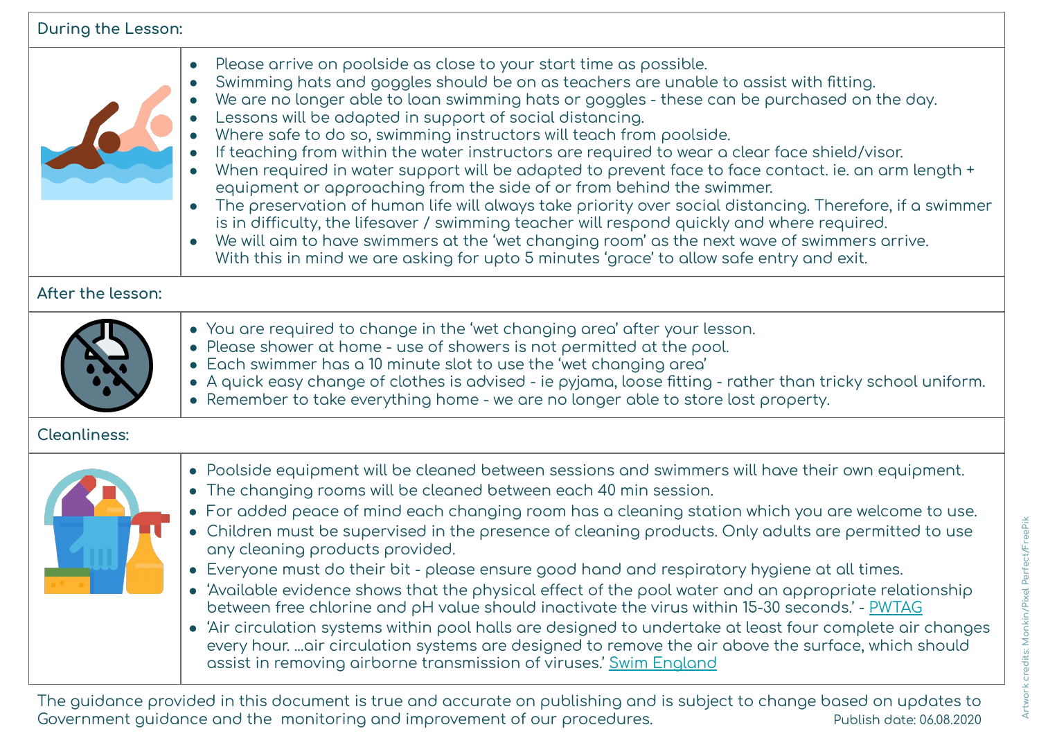## During the Lesson:

- Please arrive on poolside as close to your start time as possible.
- Swimming hats and goggles should be on as teachers are unable to assist with fitting.
- We are no longer able to loan swimming hats or goggles - these can be purchased on the day.
- Lessons will be adapted in support of social distancing.
- Where safe to do so, swimming instructors will teach from poolside.
- If teaching from within the water instructors are required to wear a clear face shield/visor.
- When required in water support will be adapted to prevent face to face contact. ie. an arm length + equipment or approaching from the side of or from behind the swimmer.
- The preservation of human life will always take priority over social distancing. Therefore, if a swimmer is in difficulty, the lifesaver / swimming teacher will respond quickly and where required.
- We will aim to have swimmers at the 'wet changing room' as the next wave of swimmers arrive. With this in mind we are asking for upto 5 minutes 'grace' to allow safe entry and exit.

## After the lesson:

- You are required to change in the 'wet changing area' after your lesson.
- Please shower at home - use of showers is not permitted at the pool.
- Each swimmer has a 10 minute slot to use the 'wet changing area'
- A quick easy change of clothes is advised - ie pyjama, loose fitting - rather than tricky school uniform.
- Remember to take everything home - we are no longer able to store lost property.

## Cleanliness:

- Poolside equipment will be cleaned between sessions and swimmers will have their own equipment.
- The changing rooms will be cleaned between each 40 min session.
- For added peace of mind each changing room has a cleaning station which you are welcome to use.
- Children must be supervised in the presence of cleaning products. Only adults are permitted to use any cleaning products provided.
- Everyone must do their bit - please ensure good hand and respiratory hygiene at all times.
- 'Available evidence shows that the physical effect of the pool water and an appropriate relationship between free chlorine and pH value should inactivate the virus within 15-30 seconds.' - PWTAG
- 'Air circulation systems within pool halls are designed to undertake at least four complete air changes every hour. ...air circulation systems are designed to remove the air above the surface, which should assist in removing airborne transmission of viruses.' Swim England

The guidance provided in this document is true and accurate on publishing and is subject to change based on updates to Government guidance and the monitoring and improvement of our procedures. Publish date: 06.08.2020

Artwork credits: Monkin/Pixel Perfect/FreePik